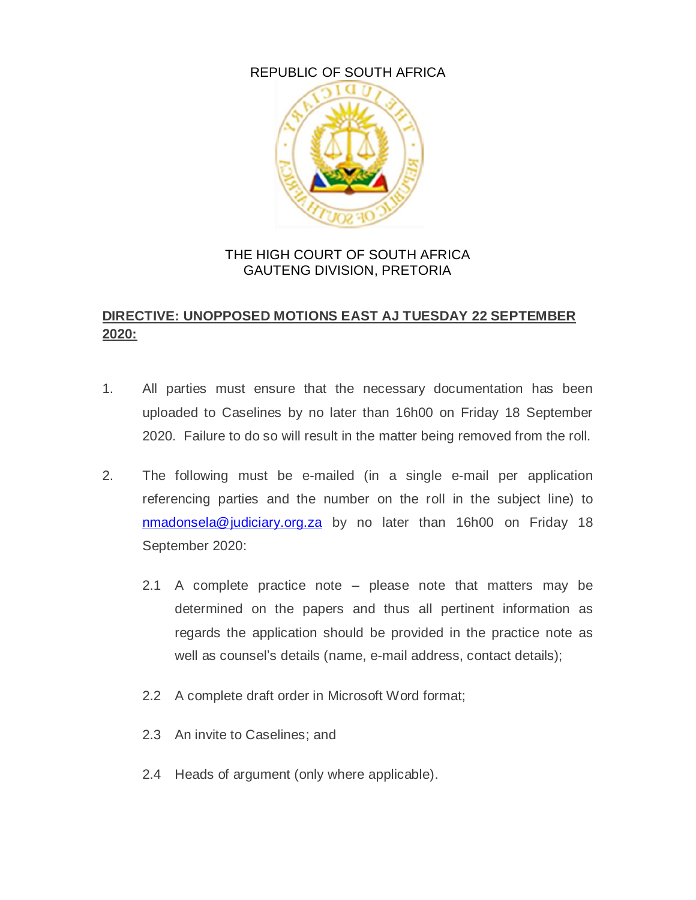REPUBLIC OF SOUTH AFRICA

THE HIGH COURT OF SOUTH AFRICA
GAUTENG DIVISION, PRETORIA

**DIRECTIVE: UNOPPOSED MOTIONS EAST AJ TUESDAY 22 SEPTEMBER 2020:**

1. All parties must ensure that the necessary documentation has been uploaded to Caselines by no later than 16h00 on Friday 18 September 2020. Failure to do so will result in the matter being removed from the roll.

2. The following must be e-mailed (in a single e-mail per application referencing parties and the number on the roll in the subject line) to nmadonsela@judiciary.org.za by no later than 16h00 on Friday 18 September 2020:

   2.1 A complete practice note – please note that matters may be determined on the papers and thus all pertinent information as regards the application should be provided in the practice note as well as counsel's details (name, e-mail address, contact details);

   2.2 A complete draft order in Microsoft Word format;

   2.3 An invite to Caselines; and

   2.4 Heads of argument (only where applicable).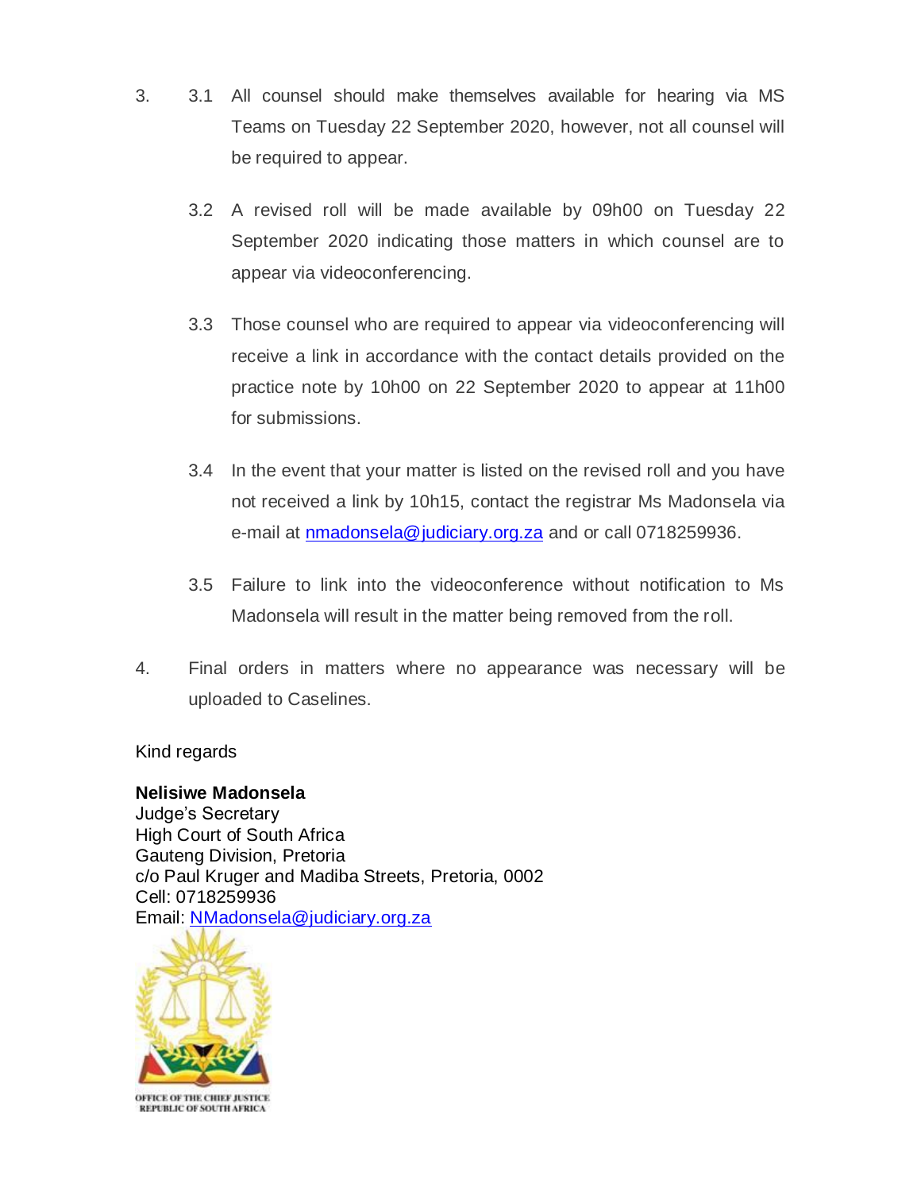3. 3.1 All counsel should make themselves available for hearing via MS Teams on Tuesday 22 September 2020, however, not all counsel will be required to appear.

   3.2 A revised roll will be made available by 09h00 on Tuesday 22 September 2020 indicating those matters in which counsel are to appear via videoconferencing.

   3.3 Those counsel who are required to appear via videoconferencing will receive a link in accordance with the contact details provided on the practice note by 10h00 on 22 September 2020 to appear at 11h00 for submissions.

   3.4 In the event that your matter is listed on the revised roll and you have not received a link by 10h15, contact the registrar Ms Madonsela via e-mail at nmadonsela@judiciary.org.za and or call 0718259936.

   3.5 Failure to link into the videoconference without notification to Ms Madonsela will result in the matter being removed from the roll.

4. Final orders in matters where no appearance was necessary will be uploaded to Caselines.

Kind regards

**Nelisiwe Madonsela**
Judge's Secretary
High Court of South Africa
Gauteng Division, Pretoria
c/o Paul Kruger and Madiba Streets, Pretoria, 0002
Cell: 0718259936
Email: NMadonsela@judiciary.org.za

OFFICE OF THE CHIEF JUSTICE
REPUBLIC OF SOUTH AFRICA